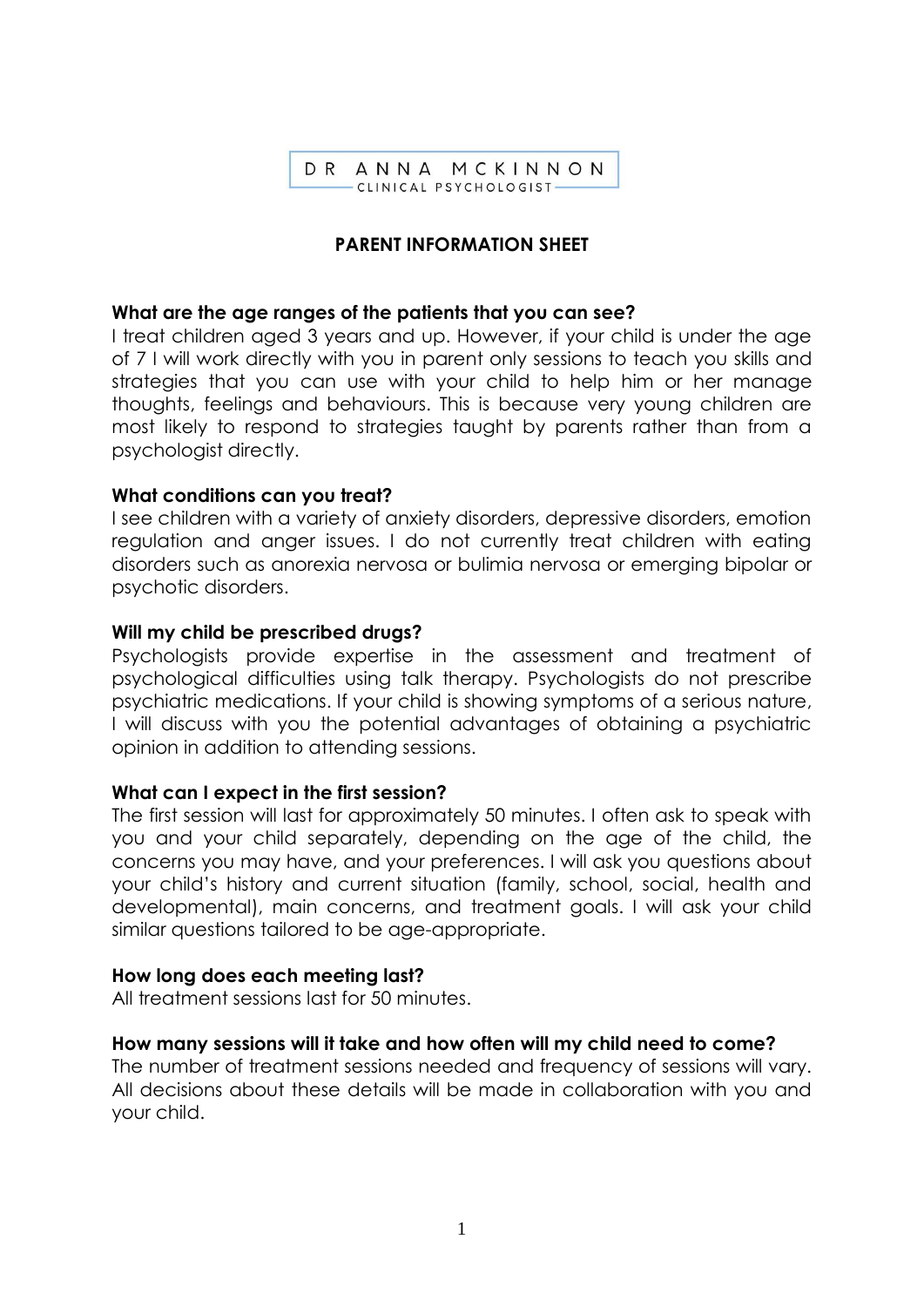DR ANNA MCKINNON
CLINICAL PSYCHOLOGIST

# PARENT INFORMATION SHEET

**What are the age ranges of the patients that you can see?**

I treat children aged 3 years and up. However, if your child is under the age of 7 I will work directly with you in parent only sessions to teach you skills and strategies that you can use with your child to help him or her manage thoughts, feelings and behaviours. This is because very young children are most likely to respond to strategies taught by parents rather than from a psychologist directly.

**What conditions can you treat?**

I see children with a variety of anxiety disorders, depressive disorders, emotion regulation and anger issues. I do not currently treat children with eating disorders such as anorexia nervosa or bulimia nervosa or emerging bipolar or psychotic disorders.

**Will my child be prescribed drugs?**

Psychologists provide expertise in the assessment and treatment of psychological difficulties using talk therapy. Psychologists do not prescribe psychiatric medications. If your child is showing symptoms of a serious nature, I will discuss with you the potential advantages of obtaining a psychiatric opinion in addition to attending sessions.

**What can I expect in the first session?**

The first session will last for approximately 50 minutes. I often ask to speak with you and your child separately, depending on the age of the child, the concerns you may have, and your preferences. I will ask you questions about your child's history and current situation (family, school, social, health and developmental), main concerns, and treatment goals. I will ask your child similar questions tailored to be age-appropriate.

**How long does each meeting last?**

All treatment sessions last for 50 minutes.

**How many sessions will it take and how often will my child need to come?**

The number of treatment sessions needed and frequency of sessions will vary. All decisions about these details will be made in collaboration with you and your child.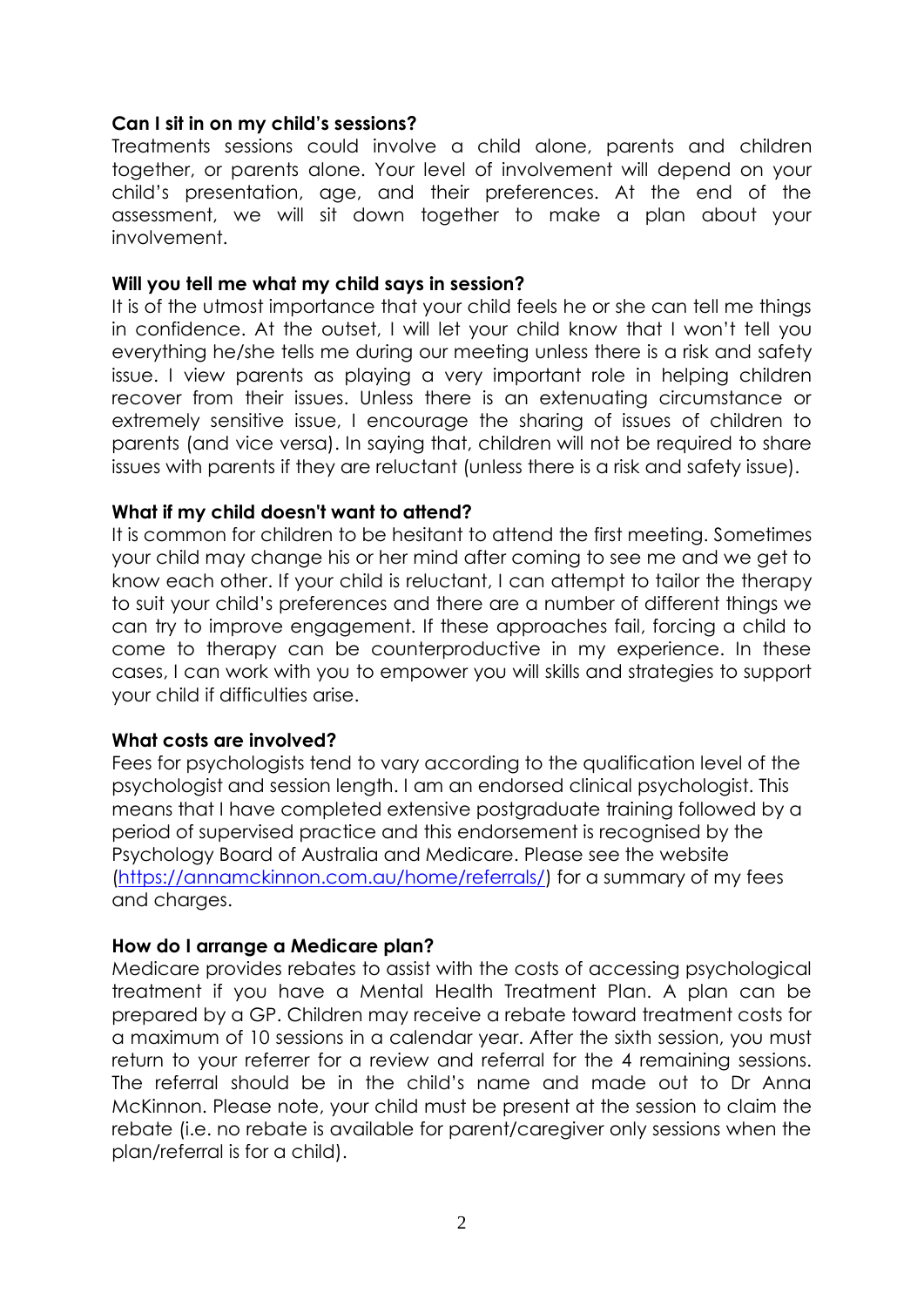**Can I sit in on my child's sessions?**

Treatments sessions could involve a child alone, parents and children together, or parents alone. Your level of involvement will depend on your child's presentation, age, and their preferences. At the end of the assessment, we will sit down together to make a plan about your involvement.

**Will you tell me what my child says in session?**

It is of the utmost importance that your child feels he or she can tell me things in confidence. At the outset, I will let your child know that I won't tell you everything he/she tells me during our meeting unless there is a risk and safety issue. I view parents as playing a very important role in helping children recover from their issues. Unless there is an extenuating circumstance or extremely sensitive issue, I encourage the sharing of issues of children to parents (and vice versa). In saying that, children will not be required to share issues with parents if they are reluctant (unless there is a risk and safety issue).

**What if my child doesn't want to attend?**

It is common for children to be hesitant to attend the first meeting. Sometimes your child may change his or her mind after coming to see me and we get to know each other. If your child is reluctant, I can attempt to tailor the therapy to suit your child's preferences and there are a number of different things we can try to improve engagement. If these approaches fail, forcing a child to come to therapy can be counterproductive in my experience. In these cases, I can work with you to empower you will skills and strategies to support your child if difficulties arise.

**What costs are involved?**

Fees for psychologists tend to vary according to the qualification level of the psychologist and session length. I am an endorsed clinical psychologist. This means that I have completed extensive postgraduate training followed by a period of supervised practice and this endorsement is recognised by the Psychology Board of Australia and Medicare. Please see the website ([https://annamckinnon.com.au/home/referrals/](https://annamckinnon.com.au/home/referrals/)) for a summary of my fees and charges.

**How do I arrange a Medicare plan?**

Medicare provides rebates to assist with the costs of accessing psychological treatment if you have a Mental Health Treatment Plan. A plan can be prepared by a GP. Children may receive a rebate toward treatment costs for a maximum of 10 sessions in a calendar year. After the sixth session, you must return to your referrer for a review and referral for the 4 remaining sessions. The referral should be in the child's name and made out to Dr Anna McKinnon. Please note, your child must be present at the session to claim the rebate (i.e. no rebate is available for parent/caregiver only sessions when the plan/referral is for a child).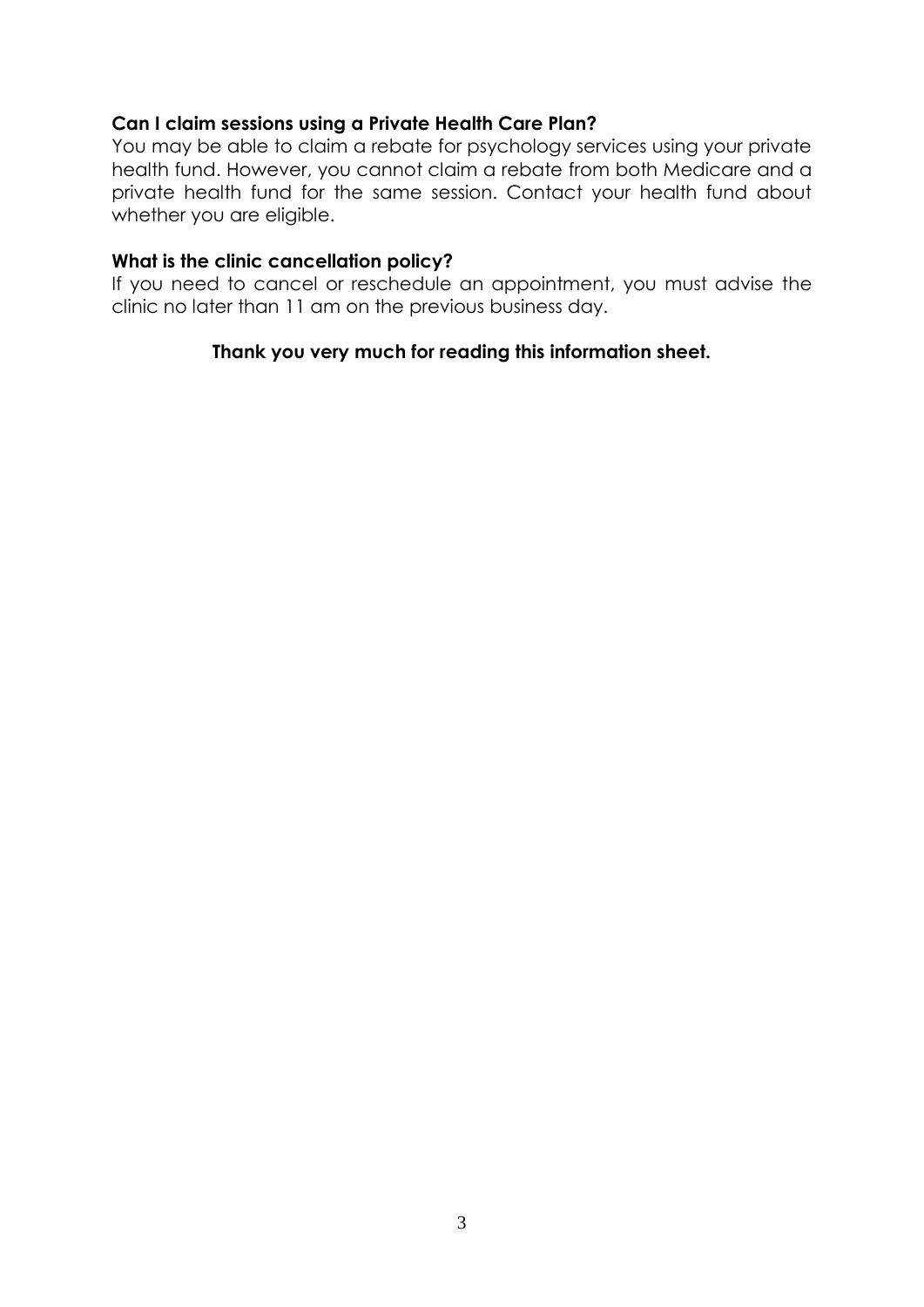**Can I claim sessions using a Private Health Care Plan?**

You may be able to claim a rebate for psychology services using your private health fund. However, you cannot claim a rebate from both Medicare and a private health fund for the same session. Contact your health fund about whether you are eligible.

**What is the clinic cancellation policy?**

If you need to cancel or reschedule an appointment, you must advise the clinic no later than 11 am on the previous business day.

**Thank you very much for reading this information sheet.**